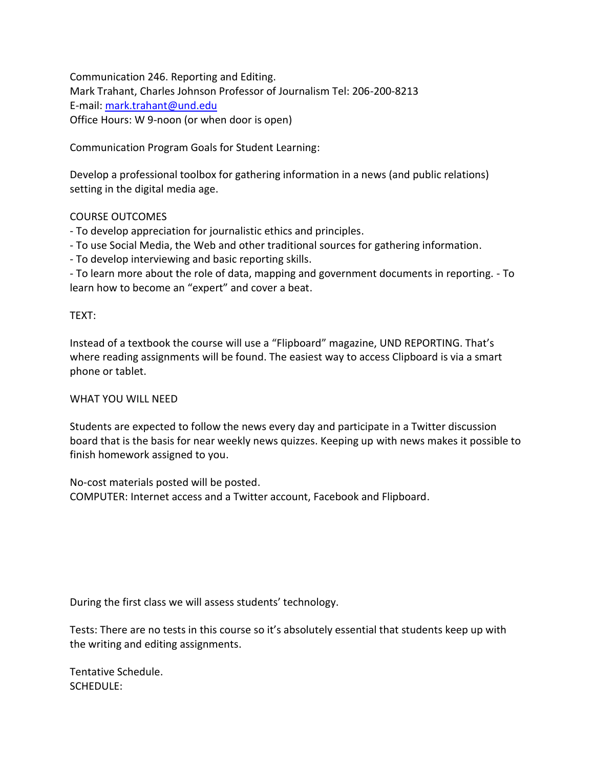Communication 246. Reporting and Editing.
Mark Trahant, Charles Johnson Professor of Journalism Tel: 206-200-8213
E-mail: [mark.trahant@und.edu](mailto:mark.trahant@und.edu)
Office Hours: W 9-noon (or when door is open)

Communication Program Goals for Student Learning:

Develop a professional toolbox for gathering information in a news (and public relations) setting in the digital media age.

COURSE OUTCOMES

- To develop appreciation for journalistic ethics and principles.
- To use Social Media, the Web and other traditional sources for gathering information.
- To develop interviewing and basic reporting skills.
- To learn more about the role of data, mapping and government documents in reporting. - To learn how to become an "expert" and cover a beat.

TEXT:

Instead of a textbook the course will use a "Flipboard" magazine, UND REPORTING. That's where reading assignments will be found. The easiest way to access Clipboard is via a smart phone or tablet.

WHAT YOU WILL NEED

Students are expected to follow the news every day and participate in a Twitter discussion board that is the basis for near weekly news quizzes. Keeping up with news makes it possible to finish homework assigned to you.

No-cost materials posted will be posted.
COMPUTER: Internet access and a Twitter account, Facebook and Flipboard.

During the first class we will assess students' technology.

Tests: There are no tests in this course so it's absolutely essential that students keep up with the writing and editing assignments.

Tentative Schedule.
SCHEDULE: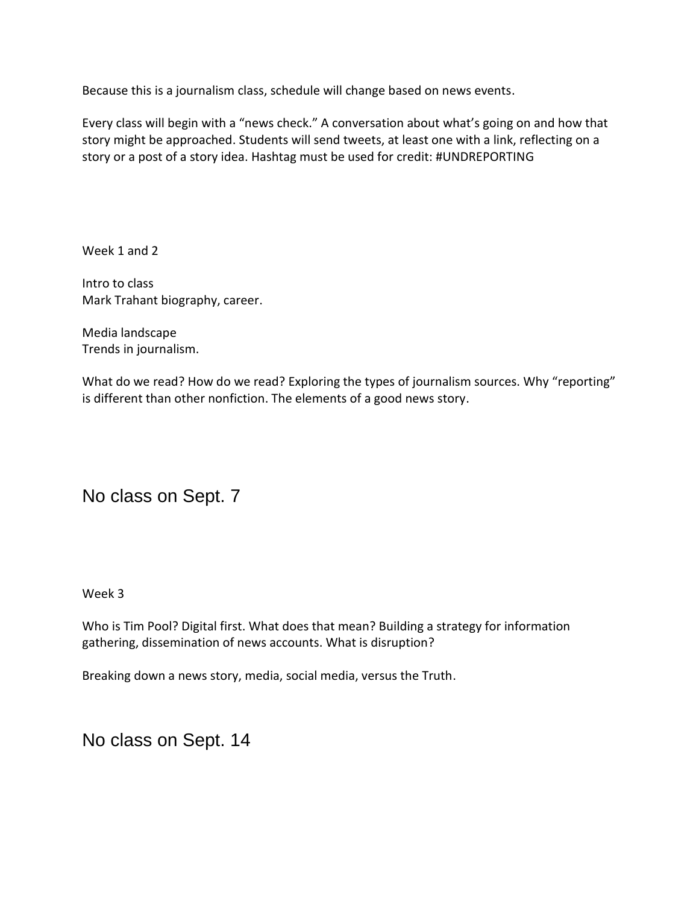Because this is a journalism class, schedule will change based on news events.

Every class will begin with a "news check." A conversation about what's going on and how that story might be approached. Students will send tweets, at least one with a link, reflecting on a story or a post of a story idea. Hashtag must be used for credit: #UNDREPORTING

Week 1 and 2

Intro to class
Mark Trahant biography, career.

Media landscape
Trends in journalism.

What do we read? How do we read? Exploring the types of journalism sources. Why "reporting" is different than other nonfiction. The elements of a good news story.

## No class on Sept. 7

Week 3

Who is Tim Pool? Digital first. What does that mean? Building a strategy for information gathering, dissemination of news accounts. What is disruption?

Breaking down a news story, media, social media, versus the Truth.

## No class on Sept. 14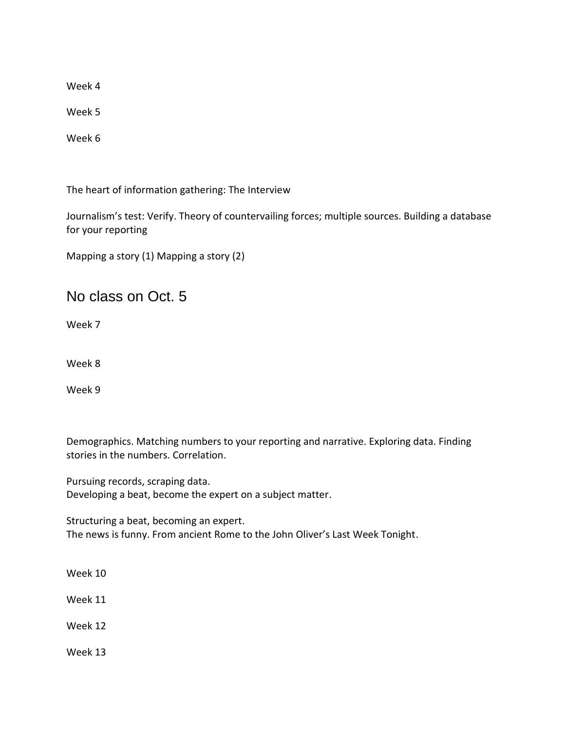Week 4

Week 5

Week 6

The heart of information gathering: The Interview

Journalism's test: Verify. Theory of countervailing forces; multiple sources. Building a database for your reporting

Mapping a story (1) Mapping a story (2)

## No class on Oct. 5

Week 7

Week 8

Week 9

Demographics. Matching numbers to your reporting and narrative. Exploring data. Finding stories in the numbers. Correlation.

Pursuing records, scraping data.
Developing a beat, become the expert on a subject matter.

Structuring a beat, becoming an expert.
The news is funny. From ancient Rome to the John Oliver's Last Week Tonight.

Week 10

Week 11

Week 12

Week 13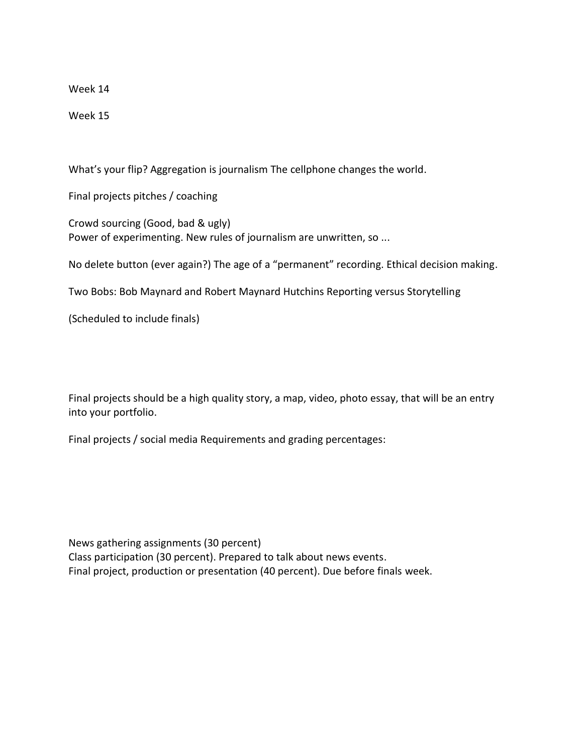Week 14

Week 15

What's your flip? Aggregation is journalism The cellphone changes the world.

Final projects pitches / coaching

Crowd sourcing (Good, bad & ugly)
Power of experimenting. New rules of journalism are unwritten, so ...

No delete button (ever again?) The age of a "permanent" recording. Ethical decision making.

Two Bobs: Bob Maynard and Robert Maynard Hutchins Reporting versus Storytelling

(Scheduled to include finals)

Final projects should be a high quality story, a map, video, photo essay, that will be an entry into your portfolio.

Final projects / social media Requirements and grading percentages:

News gathering assignments (30 percent)
Class participation (30 percent). Prepared to talk about news events.
Final project, production or presentation (40 percent). Due before finals week.